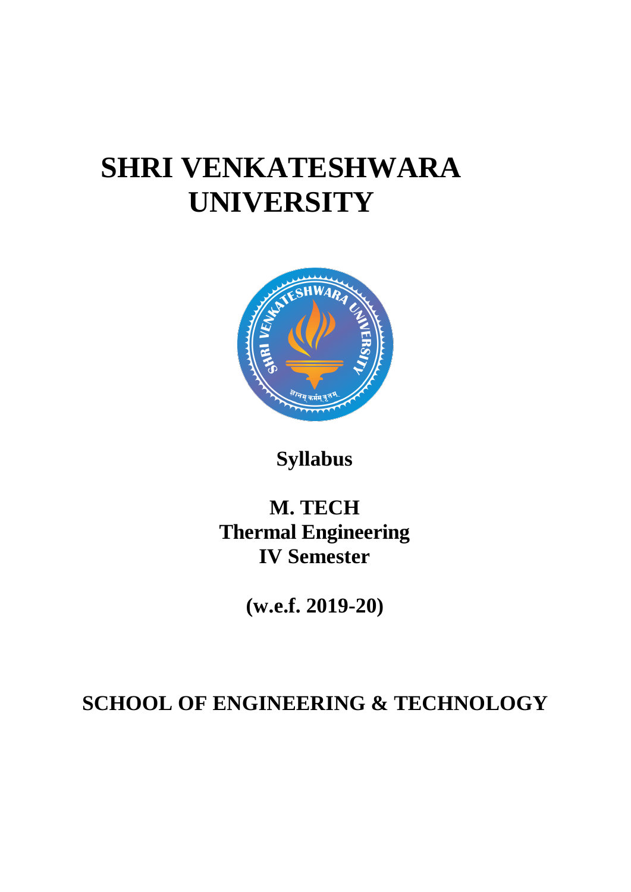# SHRI VENKATESHWARA UNIVERSITY

## Syllabus

## M. TECH
## Thermal Engineering
## IV Semester

**(w.e.f. 2019-20)**

## SCHOOL OF ENGINEERING & TECHNOLOGY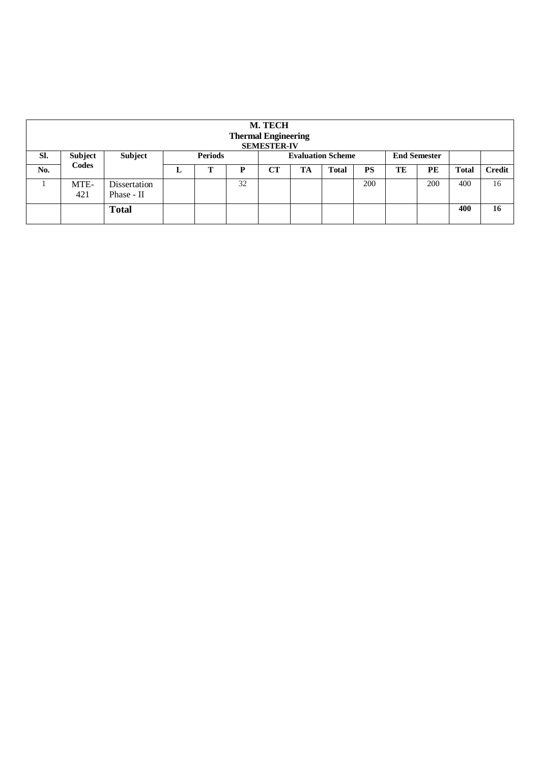| M. TECH Thermal Engineering SEMESTER-IV | | | | | | | | | | | | | |
|---|---|---|---|---|---|---|---|---|---|---|---|---|---|
| **Sl.** | **Subject Codes** | **Subject** | **Periods** | | | **Evaluation Scheme** | | | | **End Semester** | | | |
| **No.** | | | **L** | **T** | **P** | **CT** | **TA** | **Total** | **PS** | **TE** | **PE** | **Total** | **Credit** |
| 1 | MTE-421 | Dissertation Phase - II | | | 32 | | | | 200 | | 200 | 400 | 16 |
| | | **Total** | | | | | | | | | | **400** | **16** |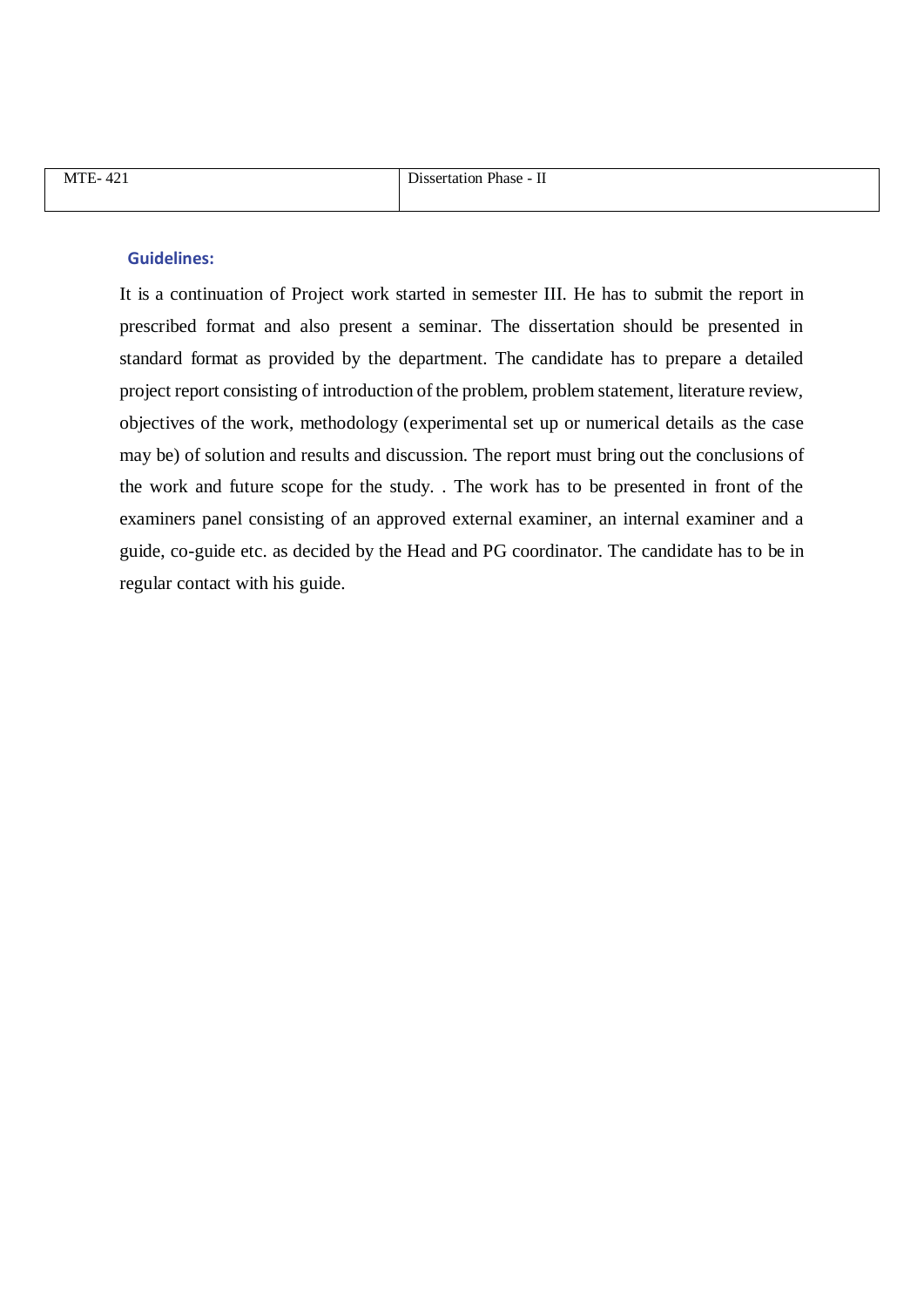| | |
|---|---|
| MTE- 421 | Dissertation Phase - II |

### Guidelines:

It is a continuation of Project work started in semester III. He has to submit the report in prescribed format and also present a seminar. The dissertation should be presented in standard format as provided by the department. The candidate has to prepare a detailed project report consisting of introduction of the problem, problem statement, literature review, objectives of the work, methodology (experimental set up or numerical details as the case may be) of solution and results and discussion. The report must bring out the conclusions of the work and future scope for the study. . The work has to be presented in front of the examiners panel consisting of an approved external examiner, an internal examiner and a guide, co-guide etc. as decided by the Head and PG coordinator. The candidate has to be in regular contact with his guide.